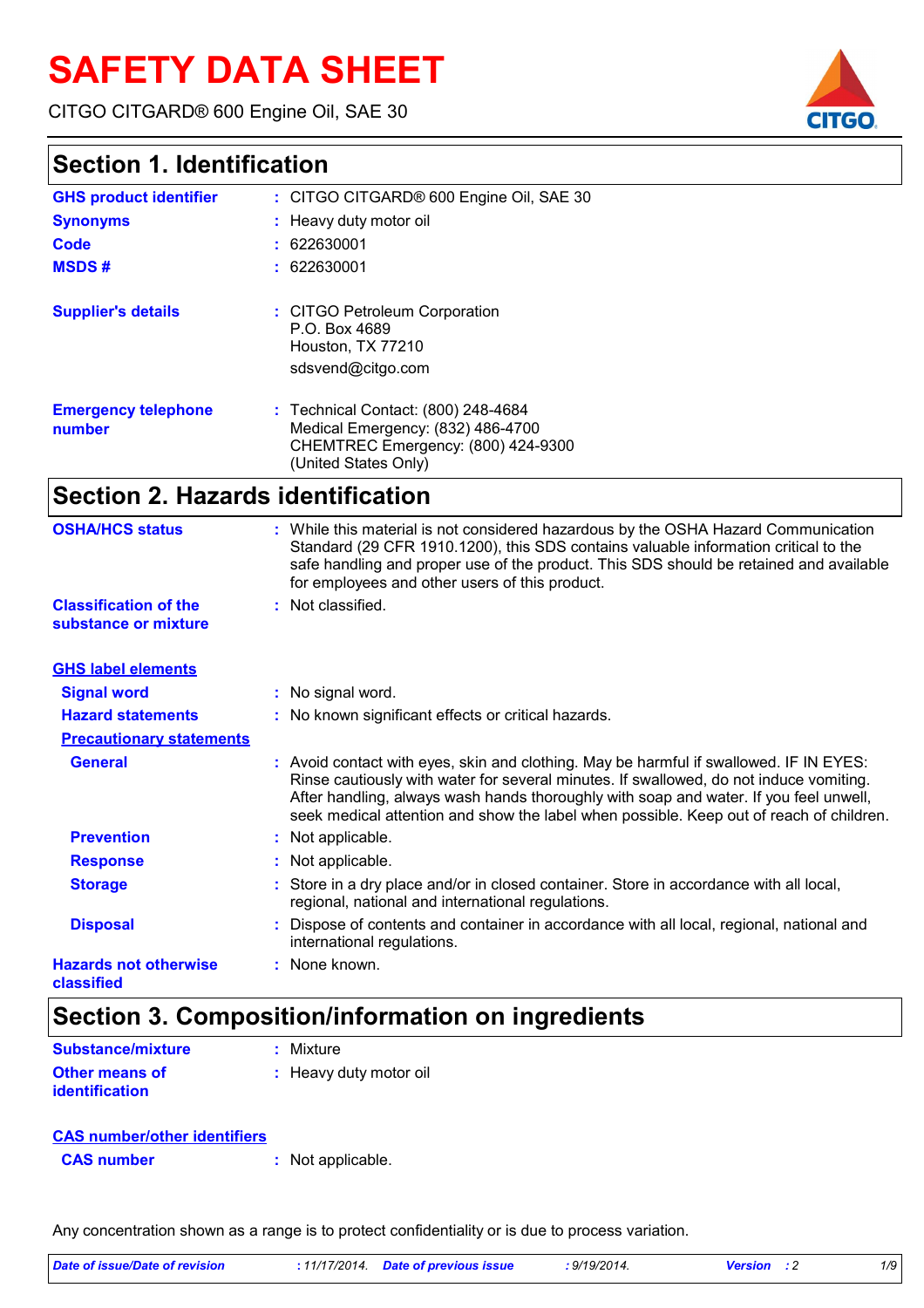# SAFETY DATA SHEET

CITGO CITGARD® 600 Engine Oil, SAE 30

## Section 1. Identification

| | |
|---|---|
| **GHS product identifier** | : CITGO CITGARD® 600 Engine Oil, SAE 30 |
| **Synonyms** | : Heavy duty motor oil |
| **Code** | : 622630001 |
| **MSDS #** | : 622630001 |
| **Supplier's details** | : CITGO Petroleum Corporation<br>P.O. Box 4689<br>Houston, TX 77210<br>sdsvend@citgo.com |
| **Emergency telephone number** | : Technical Contact: (800) 248-4684<br>Medical Emergency: (832) 486-4700<br>CHEMTREC Emergency: (800) 424-9300<br>(United States Only) |

## Section 2. Hazards identification

| | |
|---|---|
| **OSHA/HCS status** | : While this material is not considered hazardous by the OSHA Hazard Communication Standard (29 CFR 1910.1200), this SDS contains valuable information critical to the safe handling and proper use of the product. This SDS should be retained and available for employees and other users of this product. |
| **Classification of the substance or mixture** | : Not classified. |

**GHS label elements**

| | |
|---|---|
| **Signal word** | : No signal word. |
| **Hazard statements** | : No known significant effects or critical hazards. |

**Precautionary statements**

| | |
|---|---|
| **General** | : Avoid contact with eyes, skin and clothing. May be harmful if swallowed. IF IN EYES: Rinse cautiously with water for several minutes. If swallowed, do not induce vomiting. After handling, always wash hands thoroughly with soap and water. If you feel unwell, seek medical attention and show the label when possible. Keep out of reach of children. |
| **Prevention** | : Not applicable. |
| **Response** | : Not applicable. |
| **Storage** | : Store in a dry place and/or in closed container. Store in accordance with all local, regional, national and international regulations. |
| **Disposal** | : Dispose of contents and container in accordance with all local, regional, national and international regulations. |
| **Hazards not otherwise classified** | : None known. |

## Section 3. Composition/information on ingredients

| | |
|---|---|
| **Substance/mixture** | : Mixture |
| **Other means of identification** | : Heavy duty motor oil |

**CAS number/other identifiers**

| | |
|---|---|
| **CAS number** | : Not applicable. |

Any concentration shown as a range is to protect confidentiality or is due to process variation.

*Date of issue/Date of revision* : 11/17/2014. *Date of previous issue* : 9/19/2014. *Version* : 2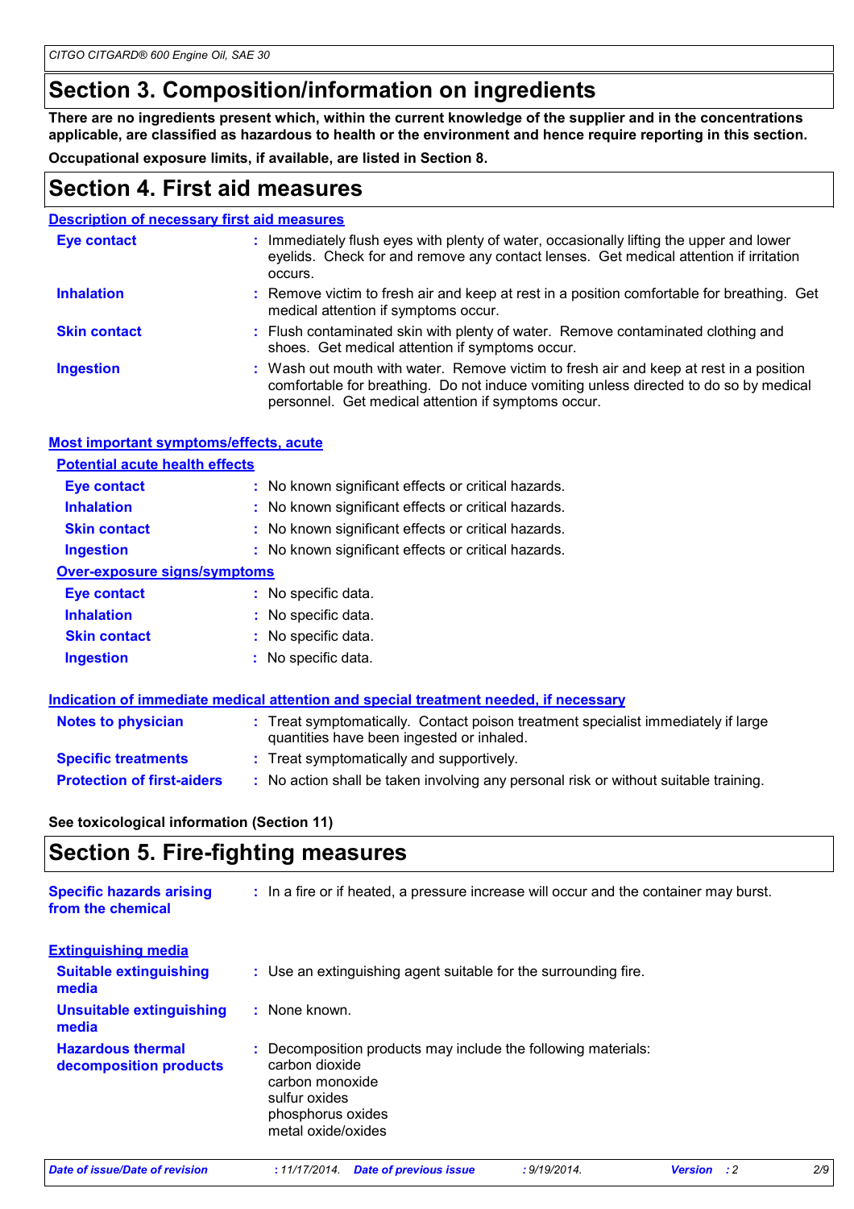## Section 3. Composition/information on ingredients

**There are no ingredients present which, within the current knowledge of the supplier and in the concentrations applicable, are classified as hazardous to health or the environment and hence require reporting in this section.**

**Occupational exposure limits, if available, are listed in Section 8.**

## Section 4. First aid measures

### Description of necessary first aid measures

| | |
|---|---|
| **Eye contact** | : Immediately flush eyes with plenty of water, occasionally lifting the upper and lower eyelids. Check for and remove any contact lenses. Get medical attention if irritation occurs. |
| **Inhalation** | : Remove victim to fresh air and keep at rest in a position comfortable for breathing. Get medical attention if symptoms occur. |
| **Skin contact** | : Flush contaminated skin with plenty of water. Remove contaminated clothing and shoes. Get medical attention if symptoms occur. |
| **Ingestion** | : Wash out mouth with water. Remove victim to fresh air and keep at rest in a position comfortable for breathing. Do not induce vomiting unless directed to do so by medical personnel. Get medical attention if symptoms occur. |

### Most important symptoms/effects, acute

**Potential acute health effects**

| | |
|---|---|
| **Eye contact** | : No known significant effects or critical hazards. |
| **Inhalation** | : No known significant effects or critical hazards. |
| **Skin contact** | : No known significant effects or critical hazards. |
| **Ingestion** | : No known significant effects or critical hazards. |

**Over-exposure signs/symptoms**

| | |
|---|---|
| **Eye contact** | : No specific data. |
| **Inhalation** | : No specific data. |
| **Skin contact** | : No specific data. |
| **Ingestion** | : No specific data. |

### Indication of immediate medical attention and special treatment needed, if necessary

| | |
|---|---|
| **Notes to physician** | : Treat symptomatically. Contact poison treatment specialist immediately if large quantities have been ingested or inhaled. |
| **Specific treatments** | : Treat symptomatically and supportively. |
| **Protection of first-aiders** | : No action shall be taken involving any personal risk or without suitable training. |

**See toxicological information (Section 11)**

## Section 5. Fire-fighting measures

| | |
|---|---|
| **Specific hazards arising from the chemical** | : In a fire or if heated, a pressure increase will occur and the container may burst. |

### Extinguishing media

| | |
|---|---|
| **Suitable extinguishing media** | : Use an extinguishing agent suitable for the surrounding fire. |
| **Unsuitable extinguishing media** | : None known. |
| **Hazardous thermal decomposition products** | : Decomposition products may include the following materials: carbon dioxide, carbon monoxide, sulfur oxides, phosphorus oxides, metal oxide/oxides |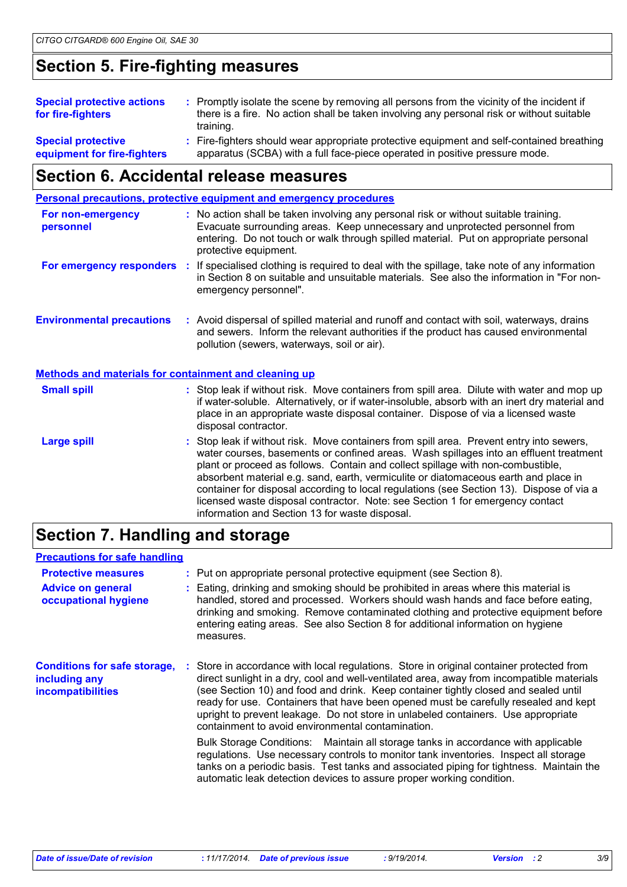# Section 5. Fire-fighting measures

**Special protective actions for fire-fighters** : Promptly isolate the scene by removing all persons from the vicinity of the incident if there is a fire. No action shall be taken involving any personal risk or without suitable training.

**Special protective equipment for fire-fighters** : Fire-fighters should wear appropriate protective equipment and self-contained breathing apparatus (SCBA) with a full face-piece operated in positive pressure mode.

# Section 6. Accidental release measures

## Personal precautions, protective equipment and emergency procedures

**For non-emergency personnel** : No action shall be taken involving any personal risk or without suitable training. Evacuate surrounding areas. Keep unnecessary and unprotected personnel from entering. Do not touch or walk through spilled material. Put on appropriate personal protective equipment.

**For emergency responders** : If specialised clothing is required to deal with the spillage, take note of any information in Section 8 on suitable and unsuitable materials. See also the information in "For non-emergency personnel".

**Environmental precautions** : Avoid dispersal of spilled material and runoff and contact with soil, waterways, drains and sewers. Inform the relevant authorities if the product has caused environmental pollution (sewers, waterways, soil or air).

## Methods and materials for containment and cleaning up

**Small spill** : Stop leak if without risk. Move containers from spill area. Dilute with water and mop up if water-soluble. Alternatively, or if water-insoluble, absorb with an inert dry material and place in an appropriate waste disposal container. Dispose of via a licensed waste disposal contractor.

**Large spill** : Stop leak if without risk. Move containers from spill area. Prevent entry into sewers, water courses, basements or confined areas. Wash spillages into an effluent treatment plant or proceed as follows. Contain and collect spillage with non-combustible, absorbent material e.g. sand, earth, vermiculite or diatomaceous earth and place in container for disposal according to local regulations (see Section 13). Dispose of via a licensed waste disposal contractor. Note: see Section 1 for emergency contact information and Section 13 for waste disposal.

# Section 7. Handling and storage

## Precautions for safe handling

**Protective measures** : Put on appropriate personal protective equipment (see Section 8).

**Advice on general occupational hygiene** : Eating, drinking and smoking should be prohibited in areas where this material is handled, stored and processed. Workers should wash hands and face before eating, drinking and smoking. Remove contaminated clothing and protective equipment before entering eating areas. See also Section 8 for additional information on hygiene measures.

**Conditions for safe storage, including any incompatibilities** : Store in accordance with local regulations. Store in original container protected from direct sunlight in a dry, cool and well-ventilated area, away from incompatible materials (see Section 10) and food and drink. Keep container tightly closed and sealed until ready for use. Containers that have been opened must be carefully resealed and kept upright to prevent leakage. Do not store in unlabeled containers. Use appropriate containment to avoid environmental contamination.

Bulk Storage Conditions: Maintain all storage tanks in accordance with applicable regulations. Use necessary controls to monitor tank inventories. Inspect all storage tanks on a periodic basis. Test tanks and associated piping for tightness. Maintain the automatic leak detection devices to assure proper working condition.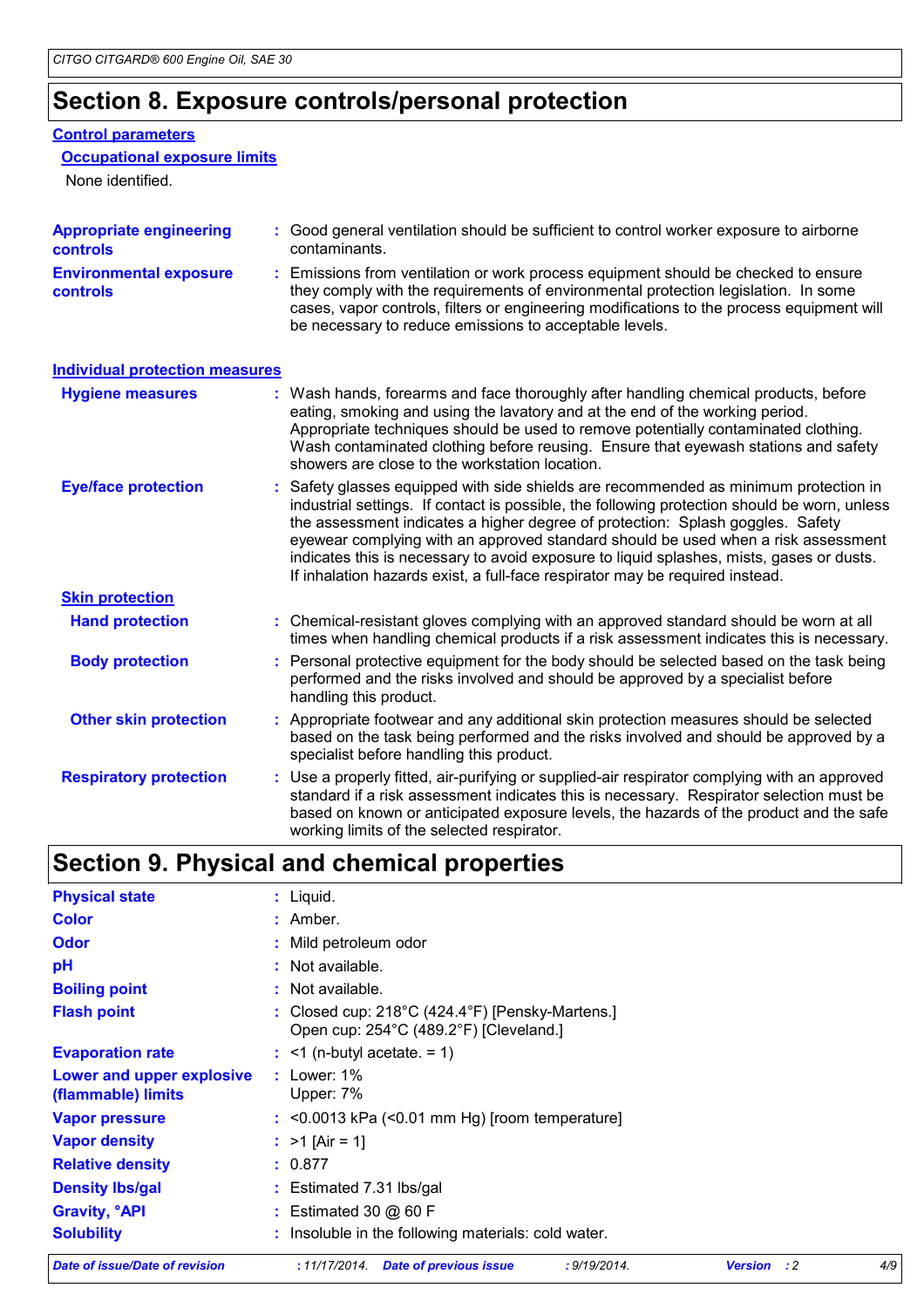# Section 8. Exposure controls/personal protection

## Control parameters

### Occupational exposure limits

None identified.

| | |
|---|---|
| **Appropriate engineering controls** | Good general ventilation should be sufficient to control worker exposure to airborne contaminants. |
| **Environmental exposure controls** | Emissions from ventilation or work process equipment should be checked to ensure they comply with the requirements of environmental protection legislation. In some cases, vapor controls, filters or engineering modifications to the process equipment will be necessary to reduce emissions to acceptable levels. |

## Individual protection measures

| | |
|---|---|
| **Hygiene measures** | Wash hands, forearms and face thoroughly after handling chemical products, before eating, smoking and using the lavatory and at the end of the working period. Appropriate techniques should be used to remove potentially contaminated clothing. Wash contaminated clothing before reusing. Ensure that eyewash stations and safety showers are close to the workstation location. |
| **Eye/face protection** | Safety glasses equipped with side shields are recommended as minimum protection in industrial settings. If contact is possible, the following protection should be worn, unless the assessment indicates a higher degree of protection: Splash goggles. Safety eyewear complying with an approved standard should be used when a risk assessment indicates this is necessary to avoid exposure to liquid splashes, mists, gases or dusts. If inhalation hazards exist, a full-face respirator may be required instead. |

### Skin protection

| | |
|---|---|
| **Hand protection** | Chemical-resistant gloves complying with an approved standard should be worn at all times when handling chemical products if a risk assessment indicates this is necessary. |
| **Body protection** | Personal protective equipment for the body should be selected based on the task being performed and the risks involved and should be approved by a specialist before handling this product. |
| **Other skin protection** | Appropriate footwear and any additional skin protection measures should be selected based on the task being performed and the risks involved and should be approved by a specialist before handling this product. |
| **Respiratory protection** | Use a properly fitted, air-purifying or supplied-air respirator complying with an approved standard if a risk assessment indicates this is necessary. Respirator selection must be based on known or anticipated exposure levels, the hazards of the product and the safe working limits of the selected respirator. |

# Section 9. Physical and chemical properties

| | |
|---|---|
| **Physical state** | Liquid. |
| **Color** | Amber. |
| **Odor** | Mild petroleum odor |
| **pH** | Not available. |
| **Boiling point** | Not available. |
| **Flash point** | Closed cup: 218°C (424.4°F) [Pensky-Martens.]<br>Open cup: 254°C (489.2°F) [Cleveland.] |
| **Evaporation rate** | <1 (n-butyl acetate. = 1) |
| **Lower and upper explosive (flammable) limits** | Lower: 1%<br>Upper: 7% |
| **Vapor pressure** | <0.0013 kPa (<0.01 mm Hg) [room temperature] |
| **Vapor density** | >1 [Air = 1] |
| **Relative density** | 0.877 |
| **Density lbs/gal** | Estimated 7.31 lbs/gal |
| **Gravity, °API** | Estimated 30 @ 60 F |
| **Solubility** | Insoluble in the following materials: cold water. |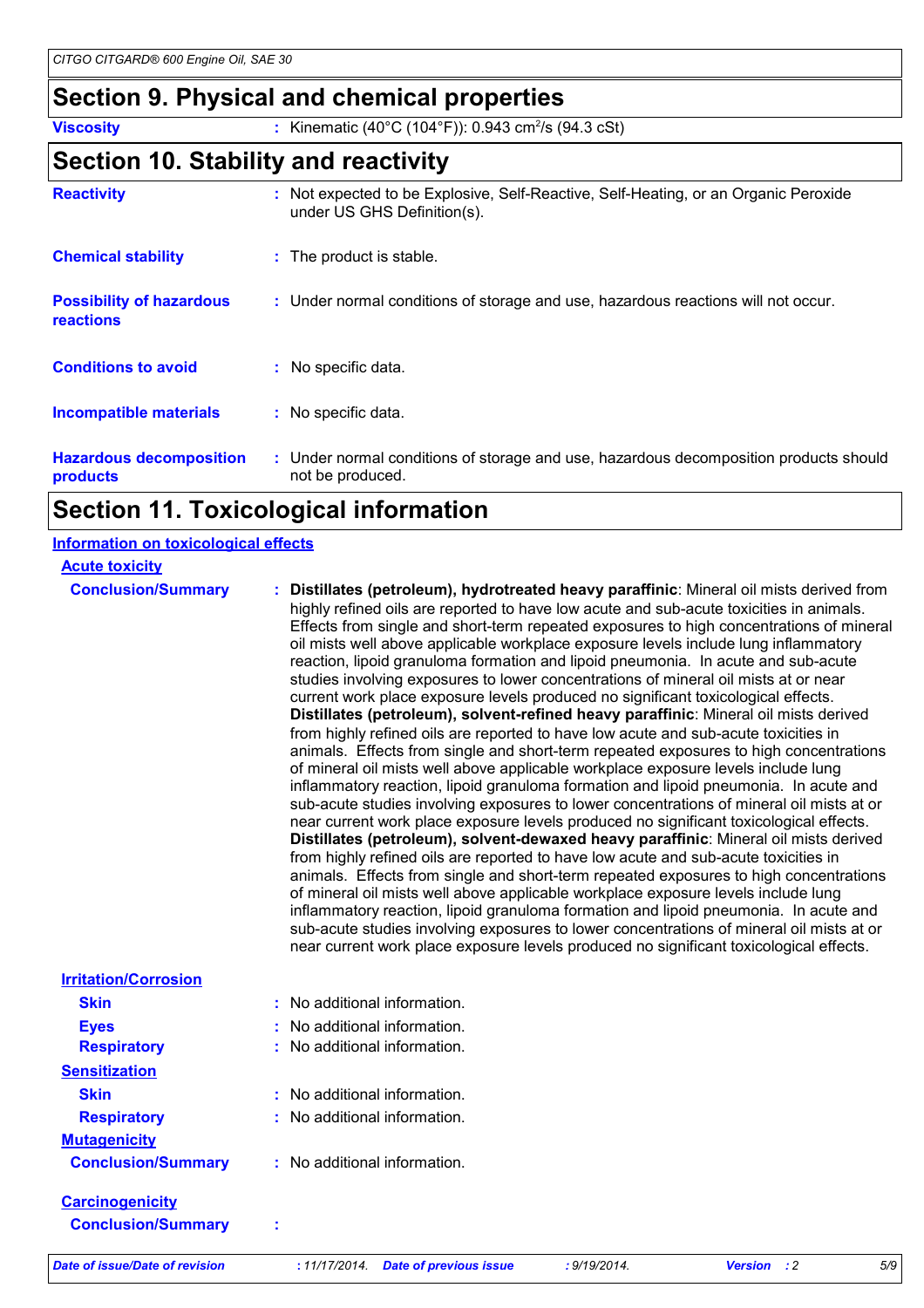## Section 9. Physical and chemical properties

**Viscosity** : Kinematic (40°C (104°F)): 0.943 $cm^2$/s (94.3 cSt)

## Section 10. Stability and reactivity

**Reactivity** : Not expected to be Explosive, Self-Reactive, Self-Heating, or an Organic Peroxide under US GHS Definition(s).

**Chemical stability** : The product is stable.

**Possibility of hazardous reactions** : Under normal conditions of storage and use, hazardous reactions will not occur.

**Conditions to avoid** : No specific data.

**Incompatible materials** : No specific data.

**Hazardous decomposition products** : Under normal conditions of storage and use, hazardous decomposition products should not be produced.

## Section 11. Toxicological information

### Information on toxicological effects

#### Acute toxicity

**Conclusion/Summary** : **Distillates (petroleum), hydrotreated heavy paraffinic**: Mineral oil mists derived from highly refined oils are reported to have low acute and sub-acute toxicities in animals. Effects from single and short-term repeated exposures to high concentrations of mineral oil mists well above applicable workplace exposure levels include lung inflammatory reaction, lipoid granuloma formation and lipoid pneumonia. In acute and sub-acute studies involving exposures to lower concentrations of mineral oil mists at or near current work place exposure levels produced no significant toxicological effects. **Distillates (petroleum), solvent-refined heavy paraffinic**: Mineral oil mists derived from highly refined oils are reported to have low acute and sub-acute toxicities in animals. Effects from single and short-term repeated exposures to high concentrations of mineral oil mists well above applicable workplace exposure levels include lung inflammatory reaction, lipoid granuloma formation and lipoid pneumonia. In acute and sub-acute studies involving exposures to lower concentrations of mineral oil mists at or near current work place exposure levels produced no significant toxicological effects. **Distillates (petroleum), solvent-dewaxed heavy paraffinic**: Mineral oil mists derived from highly refined oils are reported to have low acute and sub-acute toxicities in animals. Effects from single and short-term repeated exposures to high concentrations of mineral oil mists well above applicable workplace exposure levels include lung inflammatory reaction, lipoid granuloma formation and lipoid pneumonia. In acute and sub-acute studies involving exposures to lower concentrations of mineral oil mists at or near current work place exposure levels produced no significant toxicological effects.

#### Irritation/Corrosion

**Skin** : No additional information.

**Eyes** : No additional information.

**Respiratory** : No additional information.

#### Sensitization

**Skin** : No additional information.

**Respiratory** : No additional information.

#### Mutagenicity

**Conclusion/Summary** : No additional information.

#### Carcinogenicity

**Conclusion/Summary** :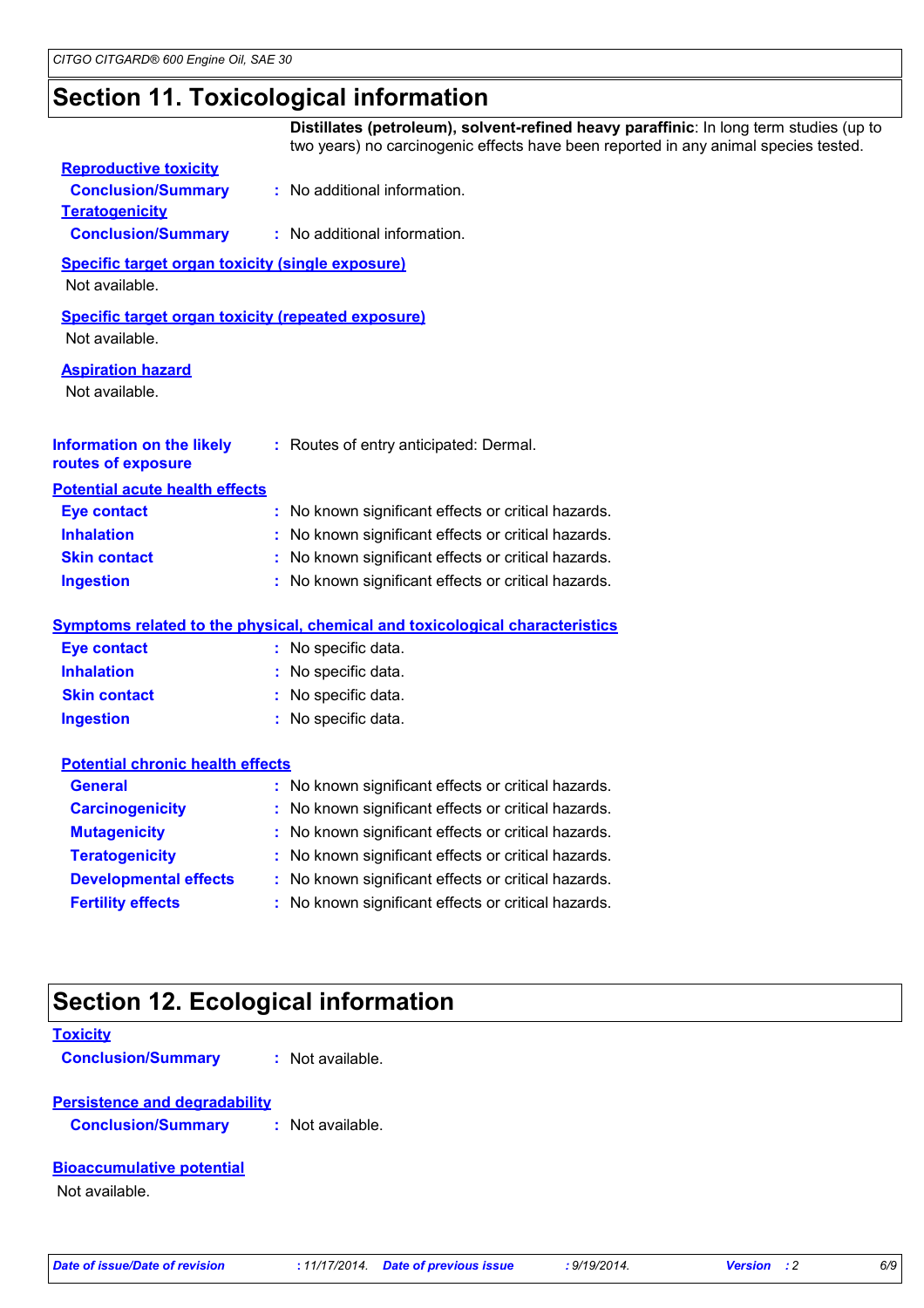## Section 11. Toxicological information

**Distillates (petroleum), solvent-refined heavy paraffinic**: In long term studies (up to two years) no carcinogenic effects have been reported in any animal species tested.

**Reproductive toxicity**

**Conclusion/Summary** : No additional information.

**Teratogenicity**

**Conclusion/Summary** : No additional information.

**Specific target organ toxicity (single exposure)**

Not available.

**Specific target organ toxicity (repeated exposure)**

Not available.

**Aspiration hazard**

Not available.

**Information on the likely routes of exposure** : Routes of entry anticipated: Dermal.

**Potential acute health effects**

**Eye contact** : No known significant effects or critical hazards.

**Inhalation** : No known significant effects or critical hazards.

**Skin contact** : No known significant effects or critical hazards.

**Ingestion** : No known significant effects or critical hazards.

**Symptoms related to the physical, chemical and toxicological characteristics**

**Eye contact** : No specific data.

**Inhalation** : No specific data.

**Skin contact** : No specific data.

**Ingestion** : No specific data.

**Potential chronic health effects**

**General** : No known significant effects or critical hazards.

**Carcinogenicity** : No known significant effects or critical hazards.

**Mutagenicity** : No known significant effects or critical hazards.

**Teratogenicity** : No known significant effects or critical hazards.

**Developmental effects** : No known significant effects or critical hazards.

**Fertility effects** : No known significant effects or critical hazards.

## Section 12. Ecological information

**Toxicity**

**Conclusion/Summary** : Not available.

**Persistence and degradability**

**Conclusion/Summary** : Not available.

**Bioaccumulative potential**

Not available.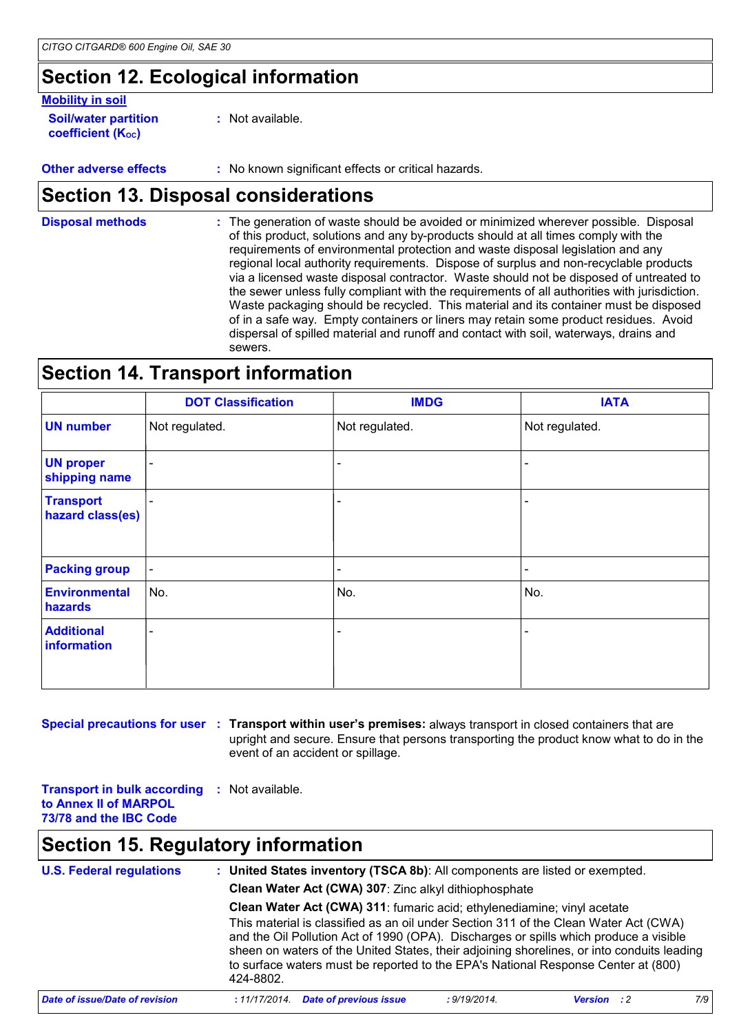## Section 12. Ecological information

**Mobility in soil**

**Soil/water partition coefficient ($K_{OC}$)** : Not available.

**Other adverse effects** : No known significant effects or critical hazards.

## Section 13. Disposal considerations

**Disposal methods** : The generation of waste should be avoided or minimized wherever possible. Disposal of this product, solutions and any by-products should at all times comply with the requirements of environmental protection and waste disposal legislation and any regional local authority requirements. Dispose of surplus and non-recyclable products via a licensed waste disposal contractor. Waste should not be disposed of untreated to the sewer unless fully compliant with the requirements of all authorities with jurisdiction. Waste packaging should be recycled. This material and its container must be disposed of in a safe way. Empty containers or liners may retain some product residues. Avoid dispersal of spilled material and runoff and contact with soil, waterways, drains and sewers.

## Section 14. Transport information

| | DOT Classification | IMDG | IATA |
|---|---|---|---|
| UN number | Not regulated. | Not regulated. | Not regulated. |
| UN proper shipping name | - | - | - |
| Transport hazard class(es) | - | - | - |
| Packing group | - | - | - |
| Environmental hazards | No. | No. | No. |
| Additional information | - | - | - |

**Special precautions for user** : **Transport within user's premises:** always transport in closed containers that are upright and secure. Ensure that persons transporting the product know what to do in the event of an accident or spillage.

**Transport in bulk according to Annex II of MARPOL 73/78 and the IBC Code** : Not available.

## Section 15. Regulatory information

**U.S. Federal regulations** : **United States inventory (TSCA 8b)**: All components are listed or exempted.

**Clean Water Act (CWA) 307**: Zinc alkyl dithiophosphate

**Clean Water Act (CWA) 311**: fumaric acid; ethylenediamine; vinyl acetate

This material is classified as an oil under Section 311 of the Clean Water Act (CWA) and the Oil Pollution Act of 1990 (OPA). Discharges or spills which produce a visible sheen on waters of the United States, their adjoining shorelines, or into conduits leading to surface waters must be reported to the EPA's National Response Center at (800) 424-8802.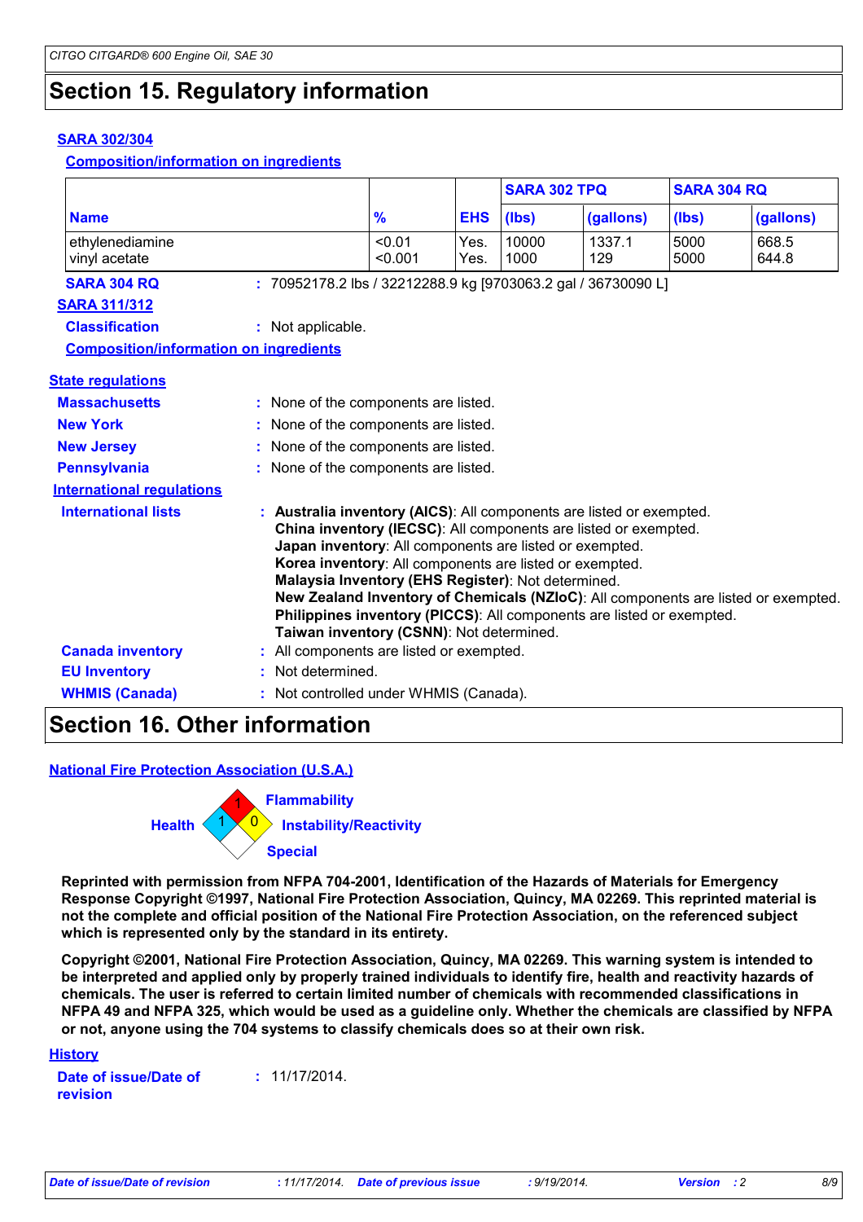# Section 15. Regulatory information

### SARA 302/304

**Composition/information on ingredients**

| Name | % | EHS | SARA 302 TPQ (lbs) | SARA 302 TPQ (gallons) | SARA 304 RQ (lbs) | SARA 304 RQ (gallons) |
|---|---|---|---|---|---|---|
| ethylenediamine | <0.01 | Yes. | 10000 | 1337.1 | 5000 | 668.5 |
| vinyl acetate | <0.001 | Yes. | 1000 | 129 | 5000 | 644.8 |

**SARA 304 RQ** : 70952178.2 lbs / 32212288.9 kg [9703063.2 gal / 36730090 L]

### SARA 311/312

**Classification** : Not applicable.

**Composition/information on ingredients**

### State regulations

**Massachusetts** : None of the components are listed.

**New York** : None of the components are listed.

**New Jersey** : None of the components are listed.

**Pennsylvania** : None of the components are listed.

### International regulations

**International lists** :
**Australia inventory (AICS)**: All components are listed or exempted.
**China inventory (IECSC)**: All components are listed or exempted.
**Japan inventory**: All components are listed or exempted.
**Korea inventory**: All components are listed or exempted.
**Malaysia Inventory (EHS Register)**: Not determined.
**New Zealand Inventory of Chemicals (NZIoC)**: All components are listed or exempted.
**Philippines inventory (PICCS)**: All components are listed or exempted.
**Taiwan inventory (CSNN)**: Not determined.

**Canada inventory** : All components are listed or exempted.

**EU Inventory** : Not determined.

**WHMIS (Canada)** : Not controlled under WHMIS (Canada).

# Section 16. Other information

### National Fire Protection Association (U.S.A.)

Health: 1
Flammability: 1
Instability/Reactivity: 0
Special:

**Reprinted with permission from NFPA 704-2001, Identification of the Hazards of Materials for Emergency Response Copyright ©1997, National Fire Protection Association, Quincy, MA 02269. This reprinted material is not the complete and official position of the National Fire Protection Association, on the referenced subject which is represented only by the standard in its entirety.**

**Copyright ©2001, National Fire Protection Association, Quincy, MA 02269. This warning system is intended to be interpreted and applied only by properly trained individuals to identify fire, health and reactivity hazards of chemicals. The user is referred to certain limited number of chemicals with recommended classifications in NFPA 49 and NFPA 325, which would be used as a guideline only. Whether the chemicals are classified by NFPA or not, anyone using the 704 systems to classify chemicals does so at their own risk.**

### History

**Date of issue/Date of revision** : 11/17/2014.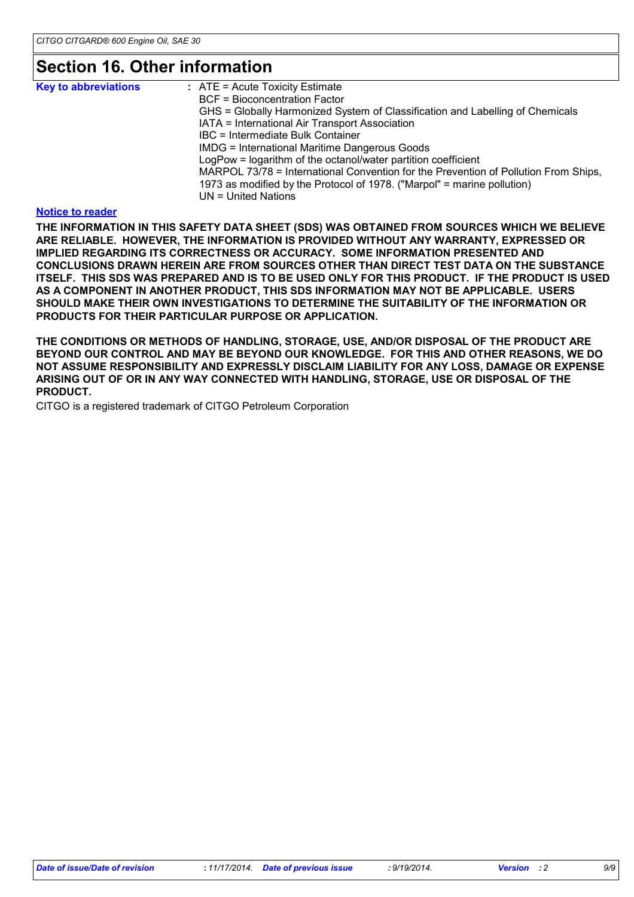# Section 16. Other information

**Key to abbreviations** : ATE = Acute Toxicity Estimate
BCF = Bioconcentration Factor
GHS = Globally Harmonized System of Classification and Labelling of Chemicals
IATA = International Air Transport Association
IBC = Intermediate Bulk Container
IMDG = International Maritime Dangerous Goods
LogPow = logarithm of the octanol/water partition coefficient
MARPOL 73/78 = International Convention for the Prevention of Pollution From Ships, 1973 as modified by the Protocol of 1978. ("Marpol" = marine pollution)
UN = United Nations

**Notice to reader**

**THE INFORMATION IN THIS SAFETY DATA SHEET (SDS) WAS OBTAINED FROM SOURCES WHICH WE BELIEVE ARE RELIABLE. HOWEVER, THE INFORMATION IS PROVIDED WITHOUT ANY WARRANTY, EXPRESSED OR IMPLIED REGARDING ITS CORRECTNESS OR ACCURACY. SOME INFORMATION PRESENTED AND CONCLUSIONS DRAWN HEREIN ARE FROM SOURCES OTHER THAN DIRECT TEST DATA ON THE SUBSTANCE ITSELF. THIS SDS WAS PREPARED AND IS TO BE USED ONLY FOR THIS PRODUCT. IF THE PRODUCT IS USED AS A COMPONENT IN ANOTHER PRODUCT, THIS SDS INFORMATION MAY NOT BE APPLICABLE. USERS SHOULD MAKE THEIR OWN INVESTIGATIONS TO DETERMINE THE SUITABILITY OF THE INFORMATION OR PRODUCTS FOR THEIR PARTICULAR PURPOSE OR APPLICATION.**

**THE CONDITIONS OR METHODS OF HANDLING, STORAGE, USE, AND/OR DISPOSAL OF THE PRODUCT ARE BEYOND OUR CONTROL AND MAY BE BEYOND OUR KNOWLEDGE. FOR THIS AND OTHER REASONS, WE DO NOT ASSUME RESPONSIBILITY AND EXPRESSLY DISCLAIM LIABILITY FOR ANY LOSS, DAMAGE OR EXPENSE ARISING OUT OF OR IN ANY WAY CONNECTED WITH HANDLING, STORAGE, USE OR DISPOSAL OF THE PRODUCT.**

CITGO is a registered trademark of CITGO Petroleum Corporation